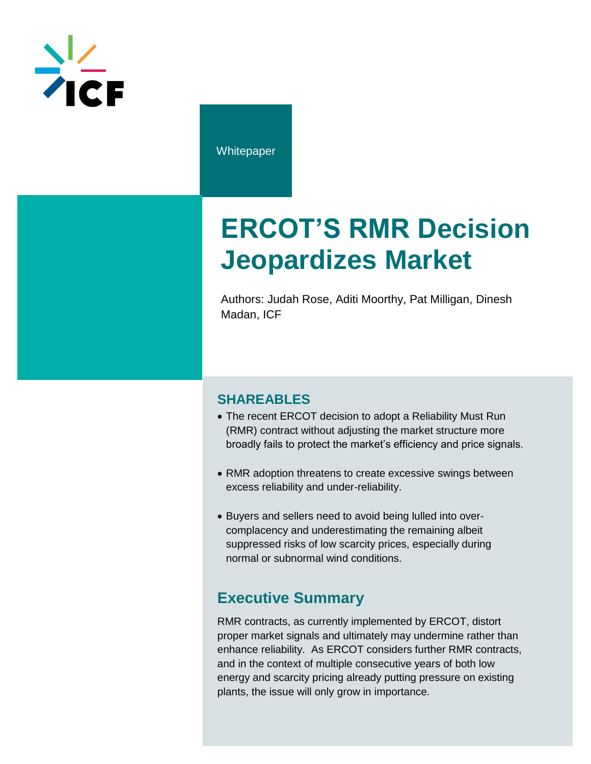Whitepaper

# ERCOT'S RMR Decision Jeopardizes Market

Authors: Judah Rose, Aditi Moorthy, Pat Milligan, Dinesh Madan, ICF

## SHAREABLES

- The recent ERCOT decision to adopt a Reliability Must Run (RMR) contract without adjusting the market structure more broadly fails to protect the market's efficiency and price signals.
- RMR adoption threatens to create excessive swings between excess reliability and under-reliability.
- Buyers and sellers need to avoid being lulled into over-complacency and underestimating the remaining albeit suppressed risks of low scarcity prices, especially during normal or subnormal wind conditions.

## Executive Summary

RMR contracts, as currently implemented by ERCOT, distort proper market signals and ultimately may undermine rather than enhance reliability. As ERCOT considers further RMR contracts, and in the context of multiple consecutive years of both low energy and scarcity pricing already putting pressure on existing plants, the issue will only grow in importance.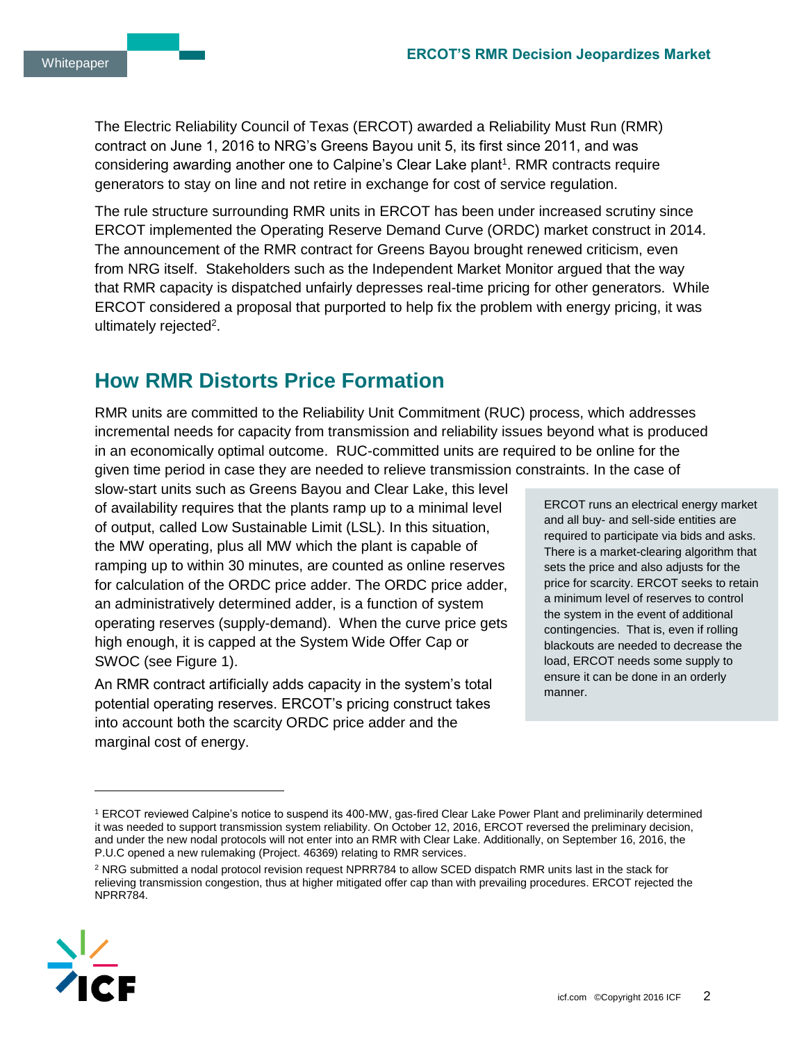The Electric Reliability Council of Texas (ERCOT) awarded a Reliability Must Run (RMR) contract on June 1, 2016 to NRG's Greens Bayou unit 5, its first since 2011, and was considering awarding another one to Calpine's Clear Lake plant[1]. RMR contracts require generators to stay on line and not retire in exchange for cost of service regulation.

The rule structure surrounding RMR units in ERCOT has been under increased scrutiny since ERCOT implemented the Operating Reserve Demand Curve (ORDC) market construct in 2014. The announcement of the RMR contract for Greens Bayou brought renewed criticism, even from NRG itself. Stakeholders such as the Independent Market Monitor argued that the way that RMR capacity is dispatched unfairly depresses real-time pricing for other generators. While ERCOT considered a proposal that purported to help fix the problem with energy pricing, it was ultimately rejected[2].

## How RMR Distorts Price Formation

RMR units are committed to the Reliability Unit Commitment (RUC) process, which addresses incremental needs for capacity from transmission and reliability issues beyond what is produced in an economically optimal outcome. RUC-committed units are required to be online for the given time period in case they are needed to relieve transmission constraints. In the case of slow-start units such as Greens Bayou and Clear Lake, this level of availability requires that the plants ramp up to a minimal level of output, called Low Sustainable Limit (LSL). In this situation, the MW operating, plus all MW which the plant is capable of ramping up to within 30 minutes, are counted as online reserves for calculation of the ORDC price adder. The ORDC price adder, an administratively determined adder, is a function of system operating reserves (supply-demand). When the curve price gets high enough, it is capped at the System Wide Offer Cap or SWOC (see Figure 1).

An RMR contract artificially adds capacity in the system's total potential operating reserves. ERCOT's pricing construct takes into account both the scarcity ORDC price adder and the marginal cost of energy.

> ERCOT runs an electrical energy market and all buy- and sell-side entities are required to participate via bids and asks. There is a market-clearing algorithm that sets the price and also adjusts for the price for scarcity. ERCOT seeks to retain a minimum level of reserves to control the system in the event of additional contingencies. That is, even if rolling blackouts are needed to decrease the load, ERCOT needs some supply to ensure it can be done in an orderly manner.

---

[1] ERCOT reviewed Calpine's notice to suspend its 400-MW, gas-fired Clear Lake Power Plant and preliminarily determined it was needed to support transmission system reliability. On October 12, 2016, ERCOT reversed the preliminary decision, and under the new nodal protocols will not enter into an RMR with Clear Lake. Additionally, on September 16, 2016, the P.U.C opened a new rulemaking (Project. 46369) relating to RMR services.

[2] NRG submitted a nodal protocol revision request NPRR784 to allow SCED dispatch RMR units last in the stack for relieving transmission congestion, thus at higher mitigated offer cap than with prevailing procedures. ERCOT rejected the NPRR784.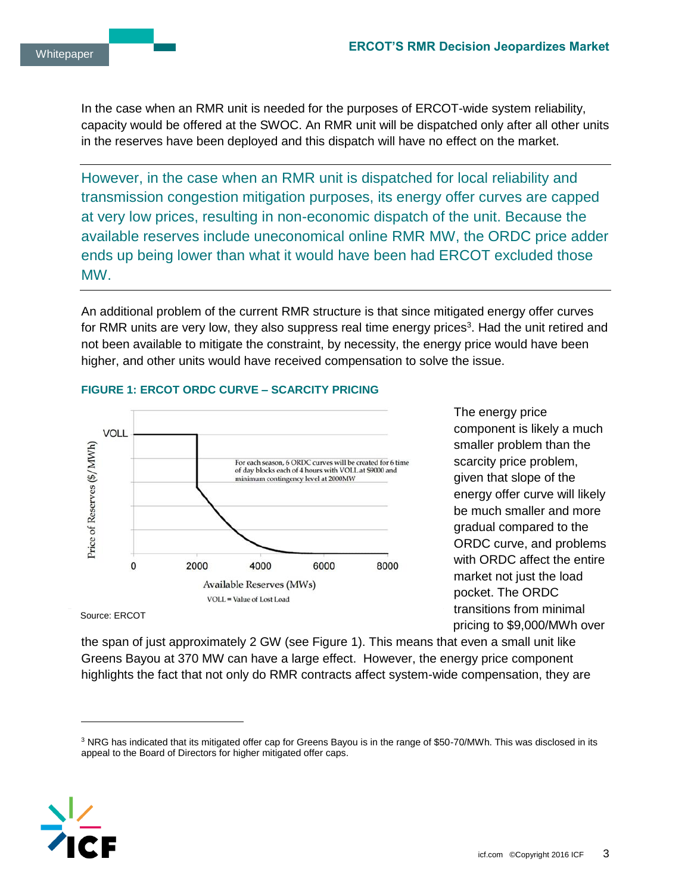In the case when an RMR unit is needed for the purposes of ERCOT-wide system reliability, capacity would be offered at the SWOC. An RMR unit will be dispatched only after all other units in the reserves have been deployed and this dispatch will have no effect on the market.

However, in the case when an RMR unit is dispatched for local reliability and transmission congestion mitigation purposes, its energy offer curves are capped at very low prices, resulting in non-economic dispatch of the unit. Because the available reserves include uneconomical online RMR MW, the ORDC price adder ends up being lower than what it would have been had ERCOT excluded those MW.

An additional problem of the current RMR structure is that since mitigated energy offer curves for RMR units are very low, they also suppress real time energy prices[3]. Had the unit retired and not been available to mitigate the constraint, by necessity, the energy price would have been higher, and other units would have received compensation to solve the issue.

**FIGURE 1: ERCOT ORDC CURVE – SCARCITY PRICING**

Source: ERCOT

The energy price component is likely a much smaller problem than the scarcity price problem, given that slope of the energy offer curve will likely be much smaller and more gradual compared to the ORDC curve, and problems with ORDC affect the entire market not just the load pocket. The ORDC transitions from minimal pricing to $9,000/MWh over the span of just approximately 2 GW (see Figure 1). This means that even a small unit like Greens Bayou at 370 MW can have a large effect. However, the energy price component highlights the fact that not only do RMR contracts affect system-wide compensation, they are

[3] NRG has indicated that its mitigated offer cap for Greens Bayou is in the range of $50-70/MWh. This was disclosed in its appeal to the Board of Directors for higher mitigated offer caps.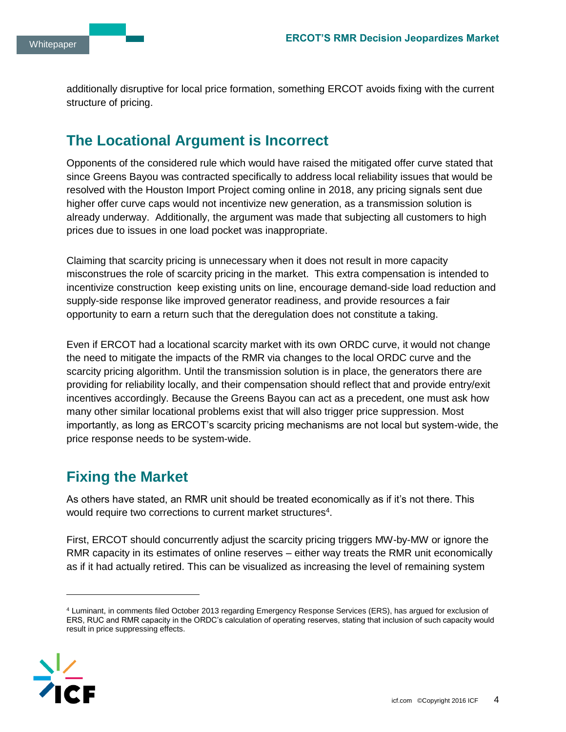additionally disruptive for local price formation, something ERCOT avoids fixing with the current structure of pricing.

## The Locational Argument is Incorrect

Opponents of the considered rule which would have raised the mitigated offer curve stated that since Greens Bayou was contracted specifically to address local reliability issues that would be resolved with the Houston Import Project coming online in 2018, any pricing signals sent due higher offer curve caps would not incentivize new generation, as a transmission solution is already underway. Additionally, the argument was made that subjecting all customers to high prices due to issues in one load pocket was inappropriate.

Claiming that scarcity pricing is unnecessary when it does not result in more capacity misconstrues the role of scarcity pricing in the market. This extra compensation is intended to incentivize construction keep existing units on line, encourage demand-side load reduction and supply-side response like improved generator readiness, and provide resources a fair opportunity to earn a return such that the deregulation does not constitute a taking.

Even if ERCOT had a locational scarcity market with its own ORDC curve, it would not change the need to mitigate the impacts of the RMR via changes to the local ORDC curve and the scarcity pricing algorithm. Until the transmission solution is in place, the generators there are providing for reliability locally, and their compensation should reflect that and provide entry/exit incentives accordingly. Because the Greens Bayou can act as a precedent, one must ask how many other similar locational problems exist that will also trigger price suppression. Most importantly, as long as ERCOT's scarcity pricing mechanisms are not local but system-wide, the price response needs to be system-wide.

## Fixing the Market

As others have stated, an RMR unit should be treated economically as if it's not there. This would require two corrections to current market structures[4].

First, ERCOT should concurrently adjust the scarcity pricing triggers MW-by-MW or ignore the RMR capacity in its estimates of online reserves – either way treats the RMR unit economically as if it had actually retired. This can be visualized as increasing the level of remaining system

---

[4] Luminant, in comments filed October 2013 regarding Emergency Response Services (ERS), has argued for exclusion of ERS, RUC and RMR capacity in the ORDC's calculation of operating reserves, stating that inclusion of such capacity would result in price suppressing effects.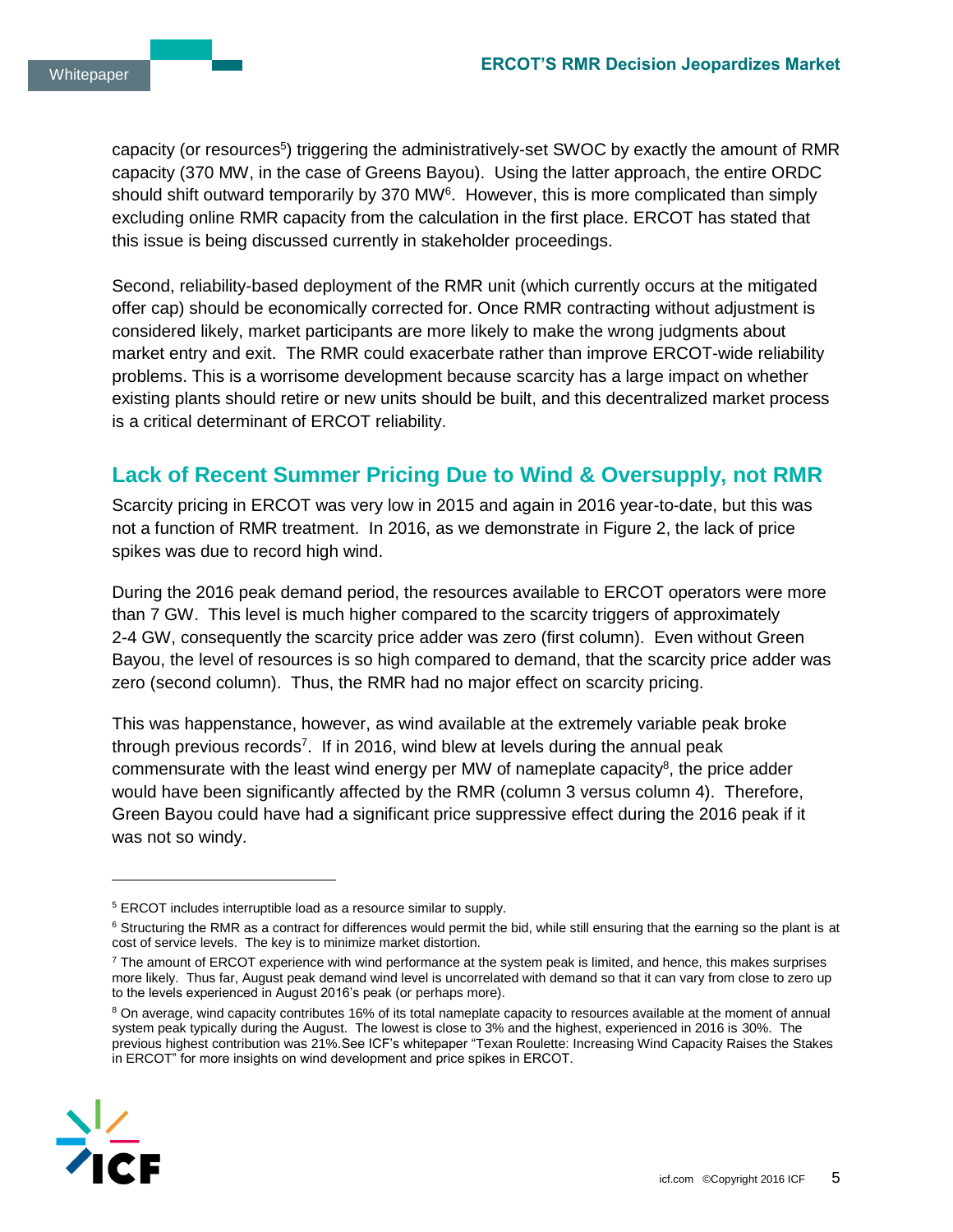capacity (or resources[5]) triggering the administratively-set SWOC by exactly the amount of RMR capacity (370 MW, in the case of Greens Bayou). Using the latter approach, the entire ORDC should shift outward temporarily by 370 MW[6]. However, this is more complicated than simply excluding online RMR capacity from the calculation in the first place. ERCOT has stated that this issue is being discussed currently in stakeholder proceedings.

Second, reliability-based deployment of the RMR unit (which currently occurs at the mitigated offer cap) should be economically corrected for. Once RMR contracting without adjustment is considered likely, market participants are more likely to make the wrong judgments about market entry and exit. The RMR could exacerbate rather than improve ERCOT-wide reliability problems. This is a worrisome development because scarcity has a large impact on whether existing plants should retire or new units should be built, and this decentralized market process is a critical determinant of ERCOT reliability.

## Lack of Recent Summer Pricing Due to Wind & Oversupply, not RMR

Scarcity pricing in ERCOT was very low in 2015 and again in 2016 year-to-date, but this was not a function of RMR treatment. In 2016, as we demonstrate in Figure 2, the lack of price spikes was due to record high wind.

During the 2016 peak demand period, the resources available to ERCOT operators were more than 7 GW. This level is much higher compared to the scarcity triggers of approximately 2-4 GW, consequently the scarcity price adder was zero (first column). Even without Green Bayou, the level of resources is so high compared to demand, that the scarcity price adder was zero (second column). Thus, the RMR had no major effect on scarcity pricing.

This was happenstance, however, as wind available at the extremely variable peak broke through previous records[7]. If in 2016, wind blew at levels during the annual peak commensurate with the least wind energy per MW of nameplate capacity[8], the price adder would have been significantly affected by the RMR (column 3 versus column 4). Therefore, Green Bayou could have had a significant price suppressive effect during the 2016 peak if it was not so windy.

---

[5] ERCOT includes interruptible load as a resource similar to supply.

[6] Structuring the RMR as a contract for differences would permit the bid, while still ensuring that the earning so the plant is at cost of service levels. The key is to minimize market distortion.

[7] The amount of ERCOT experience with wind performance at the system peak is limited, and hence, this makes surprises more likely. Thus far, August peak demand wind level is uncorrelated with demand so that it can vary from close to zero up to the levels experienced in August 2016's peak (or perhaps more).

[8] On average, wind capacity contributes 16% of its total nameplate capacity to resources available at the moment of annual system peak typically during the August. The lowest is close to 3% and the highest, experienced in 2016 is 30%. The previous highest contribution was 21%.See ICF's whitepaper "Texan Roulette: Increasing Wind Capacity Raises the Stakes in ERCOT" for more insights on wind development and price spikes in ERCOT.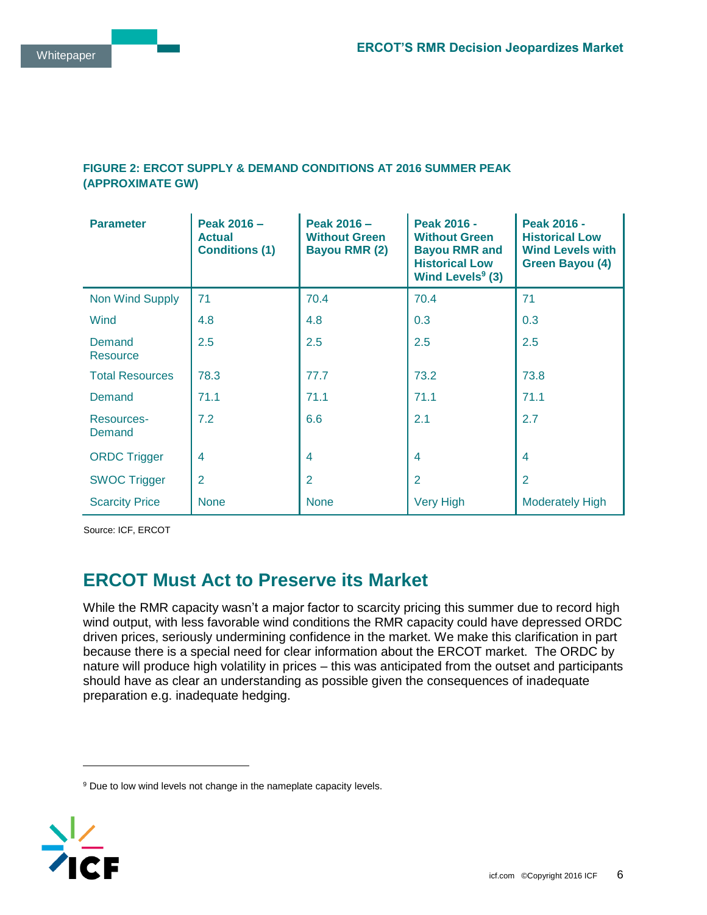**FIGURE 2: ERCOT SUPPLY & DEMAND CONDITIONS AT 2016 SUMMER PEAK (APPROXIMATE GW)**

| Parameter | Peak 2016 – Actual Conditions (1) | Peak 2016 – Without Green Bayou RMR (2) | Peak 2016 - Without Green Bayou RMR and Historical Low Wind Levels[9] (3) | Peak 2016 - Historical Low Wind Levels with Green Bayou (4) |
|---|---|---|---|---|
| Non Wind Supply | 71 | 70.4 | 70.4 | 71 |
| Wind | 4.8 | 4.8 | 0.3 | 0.3 |
| Demand Resource | 2.5 | 2.5 | 2.5 | 2.5 |
| Total Resources | 78.3 | 77.7 | 73.2 | 73.8 |
| Demand | 71.1 | 71.1 | 71.1 | 71.1 |
| Resources-Demand | 7.2 | 6.6 | 2.1 | 2.7 |
| ORDC Trigger | 4 | 4 | 4 | 4 |
| SWOC Trigger | 2 | 2 | 2 | 2 |
| Scarcity Price | None | None | Very High | Moderately High |

Source: ICF, ERCOT

## ERCOT Must Act to Preserve its Market

While the RMR capacity wasn't a major factor to scarcity pricing this summer due to record high wind output, with less favorable wind conditions the RMR capacity could have depressed ORDC driven prices, seriously undermining confidence in the market. We make this clarification in part because there is a special need for clear information about the ERCOT market. The ORDC by nature will produce high volatility in prices – this was anticipated from the outset and participants should have as clear an understanding as possible given the consequences of inadequate preparation e.g. inadequate hedging.

---

[9] Due to low wind levels not change in the nameplate capacity levels.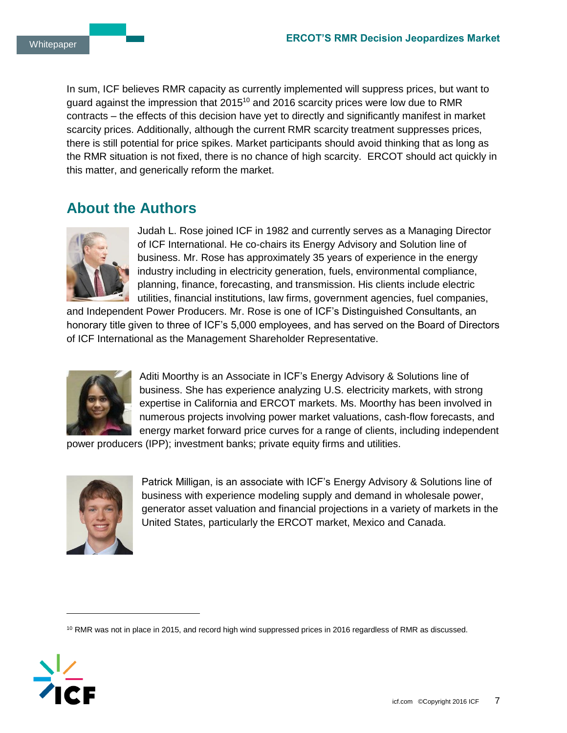In sum, ICF believes RMR capacity as currently implemented will suppress prices, but want to guard against the impression that 2015[10] and 2016 scarcity prices were low due to RMR contracts – the effects of this decision have yet to directly and significantly manifest in market scarcity prices. Additionally, although the current RMR scarcity treatment suppresses prices, there is still potential for price spikes. Market participants should avoid thinking that as long as the RMR situation is not fixed, there is no chance of high scarcity. ERCOT should act quickly in this matter, and generically reform the market.

## About the Authors

Judah L. Rose joined ICF in 1982 and currently serves as a Managing Director of ICF International. He co-chairs its Energy Advisory and Solution line of business. Mr. Rose has approximately 35 years of experience in the energy industry including in electricity generation, fuels, environmental compliance, planning, finance, forecasting, and transmission. His clients include electric utilities, financial institutions, law firms, government agencies, fuel companies, and Independent Power Producers. Mr. Rose is one of ICF's Distinguished Consultants, an honorary title given to three of ICF's 5,000 employees, and has served on the Board of Directors of ICF International as the Management Shareholder Representative.

Aditi Moorthy is an Associate in ICF's Energy Advisory & Solutions line of business. She has experience analyzing U.S. electricity markets, with strong expertise in California and ERCOT markets. Ms. Moorthy has been involved in numerous projects involving power market valuations, cash-flow forecasts, and energy market forward price curves for a range of clients, including independent power producers (IPP); investment banks; private equity firms and utilities.

Patrick Milligan, is an associate with ICF's Energy Advisory & Solutions line of business with experience modeling supply and demand in wholesale power, generator asset valuation and financial projections in a variety of markets in the United States, particularly the ERCOT market, Mexico and Canada.

[10] RMR was not in place in 2015, and record high wind suppressed prices in 2016 regardless of RMR as discussed.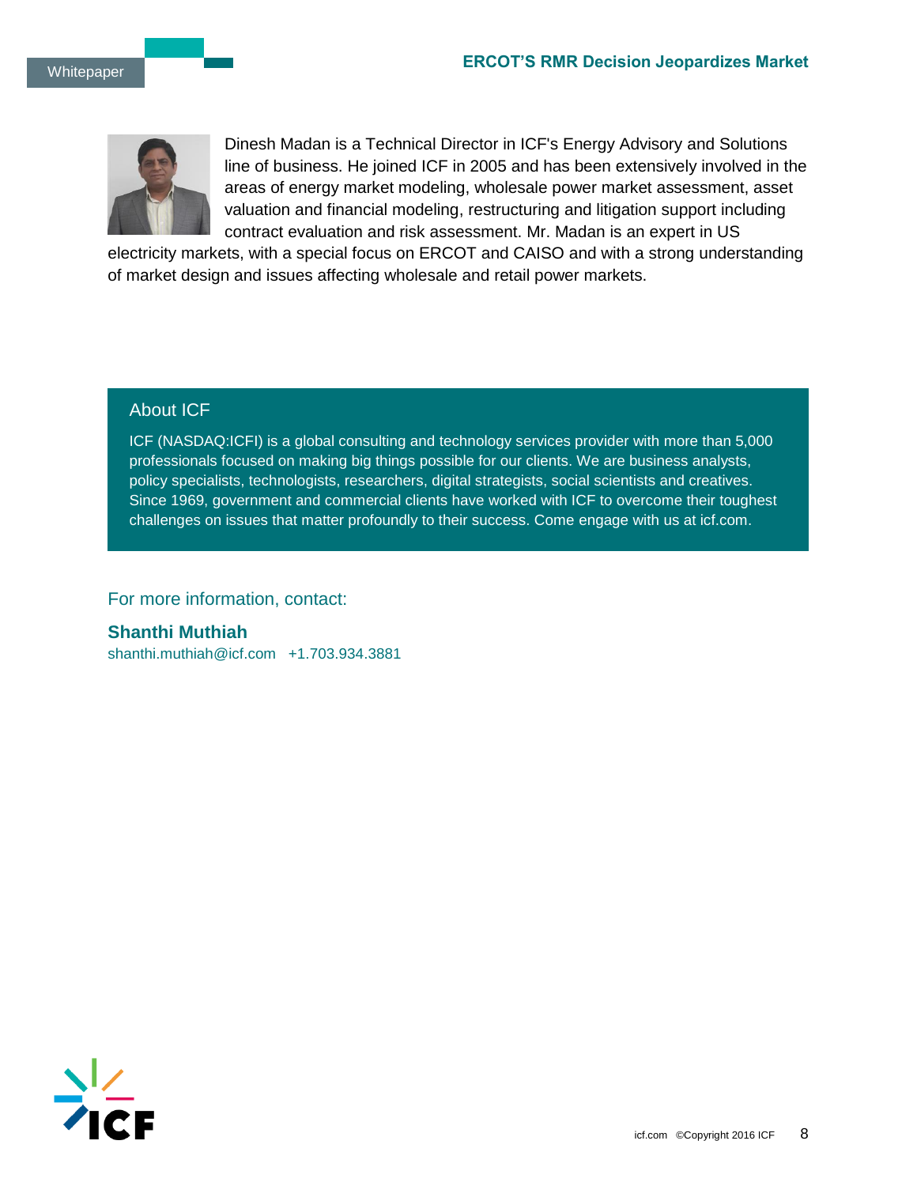Dinesh Madan is a Technical Director in ICF's Energy Advisory and Solutions line of business. He joined ICF in 2005 and has been extensively involved in the areas of energy market modeling, wholesale power market assessment, asset valuation and financial modeling, restructuring and litigation support including contract evaluation and risk assessment. Mr. Madan is an expert in US electricity markets, with a special focus on ERCOT and CAISO and with a strong understanding of market design and issues affecting wholesale and retail power markets.

## About ICF

ICF (NASDAQ:ICFI) is a global consulting and technology services provider with more than 5,000 professionals focused on making big things possible for our clients. We are business analysts, policy specialists, technologists, researchers, digital strategists, social scientists and creatives. Since 1969, government and commercial clients have worked with ICF to overcome their toughest challenges on issues that matter profoundly to their success. Come engage with us at icf.com.

For more information, contact:

**Shanthi Muthiah**
shanthi.muthiah@icf.com +1.703.934.3881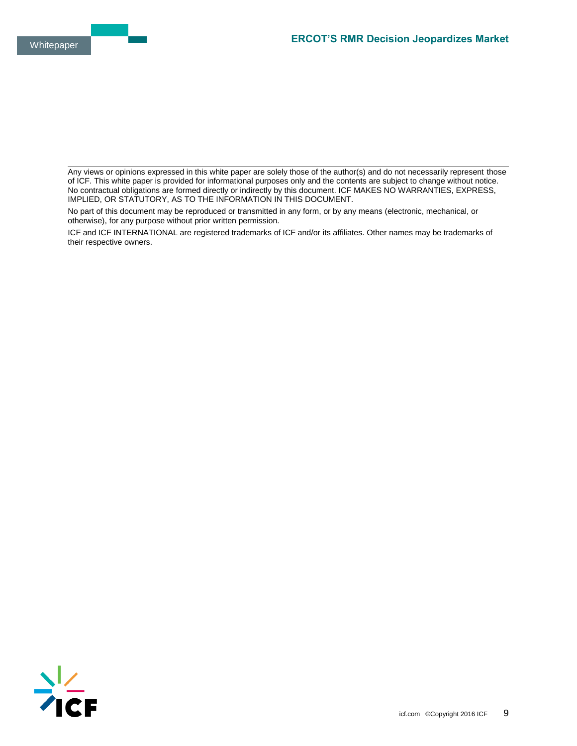Any views or opinions expressed in this white paper are solely those of the author(s) and do not necessarily represent those of ICF. This white paper is provided for informational purposes only and the contents are subject to change without notice. No contractual obligations are formed directly or indirectly by this document. ICF MAKES NO WARRANTIES, EXPRESS, IMPLIED, OR STATUTORY, AS TO THE INFORMATION IN THIS DOCUMENT.

No part of this document may be reproduced or transmitted in any form, or by any means (electronic, mechanical, or otherwise), for any purpose without prior written permission.

ICF and ICF INTERNATIONAL are registered trademarks of ICF and/or its affiliates. Other names may be trademarks of their respective owners.